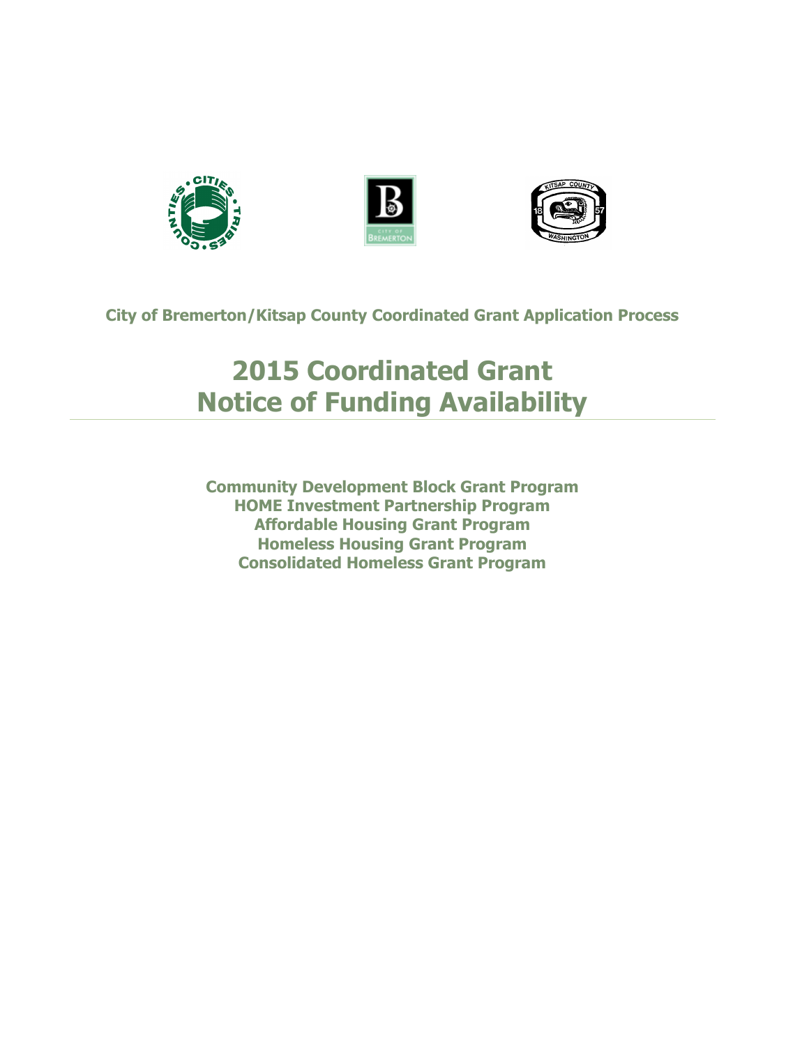**City of Bremerton/Kitsap County Coordinated Grant Application Process**

# 2015 Coordinated Grant Notice of Funding Availability

**Community Development Block Grant Program**
**HOME Investment Partnership Program**
**Affordable Housing Grant Program**
**Homeless Housing Grant Program**
**Consolidated Homeless Grant Program**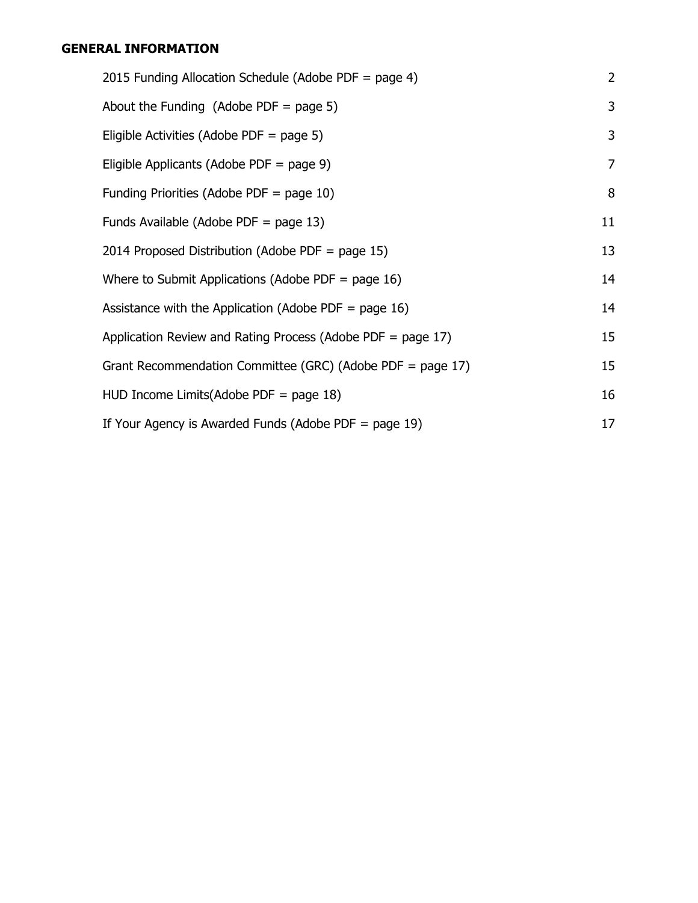## GENERAL INFORMATION

| | |
|---|---|
| 2015 Funding Allocation Schedule (Adobe PDF = page 4) | 2 |
| About the Funding  (Adobe PDF = page 5) | 3 |
| Eligible Activities (Adobe PDF = page 5) | 3 |
| Eligible Applicants (Adobe PDF = page 9) | 7 |
| Funding Priorities (Adobe PDF = page 10) | 8 |
| Funds Available (Adobe PDF = page 13) | 11 |
| 2014 Proposed Distribution (Adobe PDF = page 15) | 13 |
| Where to Submit Applications (Adobe PDF = page 16) | 14 |
| Assistance with the Application (Adobe PDF = page 16) | 14 |
| Application Review and Rating Process (Adobe PDF = page 17) | 15 |
| Grant Recommendation Committee (GRC) (Adobe PDF = page 17) | 15 |
| HUD Income Limits(Adobe PDF = page 18) | 16 |
| If Your Agency is Awarded Funds (Adobe PDF = page 19) | 17 |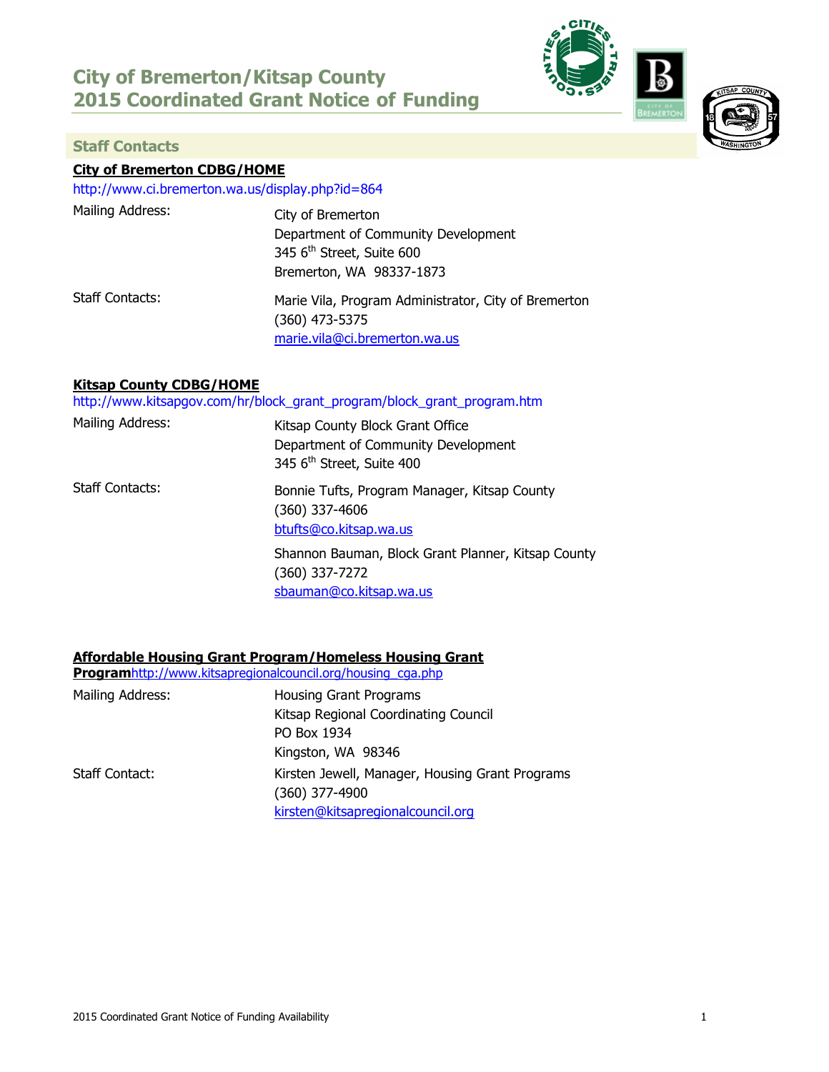# City of Bremerton/Kitsap County 2015 Coordinated Grant Notice of Funding

## Staff Contacts

**City of Bremerton CDBG/HOME**

http://www.ci.bremerton.wa.us/display.php?id=864

| | |
|---|---|
| Mailing Address: | City of Bremerton<br>Department of Community Development<br>345 6th Street, Suite 600<br>Bremerton, WA 98337-1873 |
| Staff Contacts: | Marie Vila, Program Administrator, City of Bremerton<br>(360) 473-5375<br>marie.vila@ci.bremerton.wa.us |

**Kitsap County CDBG/HOME**

http://www.kitsapgov.com/hr/block_grant_program/block_grant_program.htm

| | |
|---|---|
| Mailing Address: | Kitsap County Block Grant Office<br>Department of Community Development<br>345 6th Street, Suite 400 |
| Staff Contacts: | Bonnie Tufts, Program Manager, Kitsap County<br>(360) 337-4606<br>btufts@co.kitsap.wa.us<br><br>Shannon Bauman, Block Grant Planner, Kitsap County<br>(360) 337-7272<br>sbauman@co.kitsap.wa.us |

**Affordable Housing Grant Program/Homeless Housing Grant Program** http://www.kitsapregionalcouncil.org/housing_cga.php

| | |
|---|---|
| Mailing Address: | Housing Grant Programs<br>Kitsap Regional Coordinating Council<br>PO Box 1934<br>Kingston, WA 98346 |
| Staff Contact: | Kirsten Jewell, Manager, Housing Grant Programs<br>(360) 377-4900<br>kirsten@kitsapregionalcouncil.org |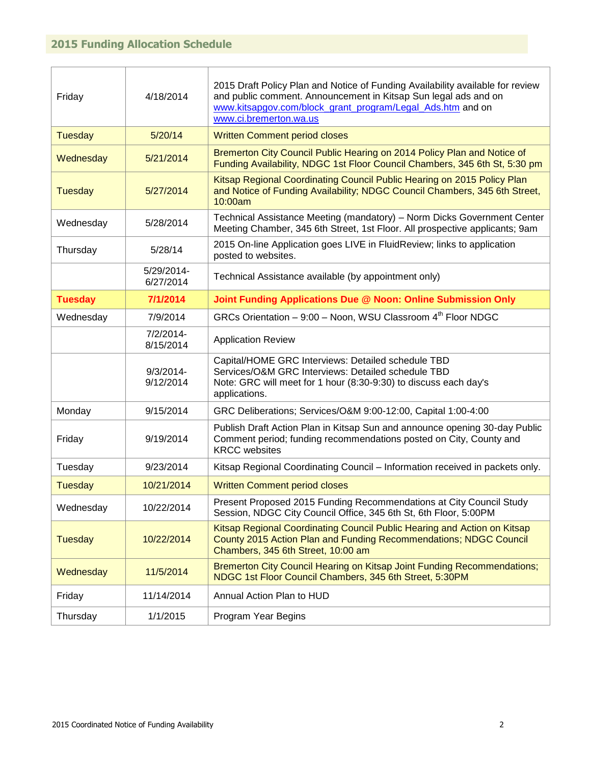## 2015 Funding Allocation Schedule

| | | |
|---|---|---|
| Friday | 4/18/2014 | 2015 Draft Policy Plan and Notice of Funding Availability available for review and public comment. Announcement in Kitsap Sun legal ads and on www.kitsapgov.com/block_grant_program/Legal_Ads.htm and on www.ci.bremerton.wa.us |
| Tuesday | 5/20/14 | Written Comment period closes |
| Wednesday | 5/21/2014 | Bremerton City Council Public Hearing on 2014 Policy Plan and Notice of Funding Availability, NDGC 1st Floor Council Chambers, 345 6th St, 5:30 pm |
| Tuesday | 5/27/2014 | Kitsap Regional Coordinating Council Public Hearing on 2015 Policy Plan and Notice of Funding Availability; NDGC Council Chambers, 345 6th Street, 10:00am |
| Wednesday | 5/28/2014 | Technical Assistance Meeting (mandatory) – Norm Dicks Government Center Meeting Chamber, 345 6th Street, 1st Floor. All prospective applicants; 9am |
| Thursday | 5/28/14 | 2015 On-line Application goes LIVE in FluidReview; links to application posted to websites. |
| | 5/29/2014-6/27/2014 | Technical Assistance available (by appointment only) |
| **Tuesday** | **7/1/2014** | **Joint Funding Applications Due @ Noon: Online Submission Only** |
| Wednesday | 7/9/2014 | GRCs Orientation – 9:00 – Noon, WSU Classroom 4th Floor NDGC |
| | 7/2/2014-8/15/2014 | Application Review |
| | 9/3/2014-9/12/2014 | Capital/HOME GRC Interviews: Detailed schedule TBD<br>Services/O&M GRC Interviews: Detailed schedule TBD<br>Note: GRC will meet for 1 hour (8:30-9:30) to discuss each day's applications. |
| Monday | 9/15/2014 | GRC Deliberations; Services/O&M 9:00-12:00, Capital 1:00-4:00 |
| Friday | 9/19/2014 | Publish Draft Action Plan in Kitsap Sun and announce opening 30-day Public Comment period; funding recommendations posted on City, County and KRCC websites |
| Tuesday | 9/23/2014 | Kitsap Regional Coordinating Council – Information received in packets only. |
| Tuesday | 10/21/2014 | Written Comment period closes |
| Wednesday | 10/22/2014 | Present Proposed 2015 Funding Recommendations at City Council Study Session, NDGC City Council Office, 345 6th St, 6th Floor, 5:00PM |
| Tuesday | 10/22/2014 | Kitsap Regional Coordinating Council Public Hearing and Action on Kitsap County 2015 Action Plan and Funding Recommendations; NDGC Council Chambers, 345 6th Street, 10:00 am |
| Wednesday | 11/5/2014 | Bremerton City Council Hearing on Kitsap Joint Funding Recommendations; NDGC 1st Floor Council Chambers, 345 6th Street, 5:30PM |
| Friday | 11/14/2014 | Annual Action Plan to HUD |
| Thursday | 1/1/2015 | Program Year Begins |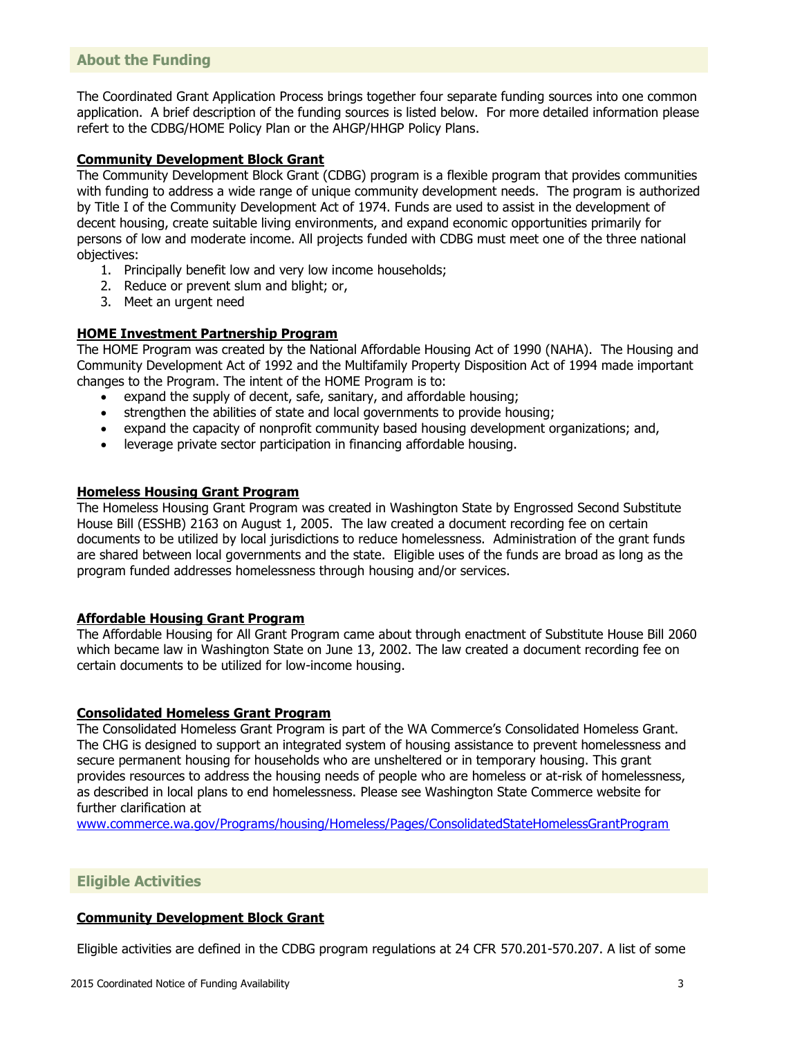## About the Funding

The Coordinated Grant Application Process brings together four separate funding sources into one common application. A brief description of the funding sources is listed below. For more detailed information please refert to the CDBG/HOME Policy Plan or the AHGP/HHGP Policy Plans.

### Community Development Block Grant

The Community Development Block Grant (CDBG) program is a flexible program that provides communities with funding to address a wide range of unique community development needs. The program is authorized by Title I of the Community Development Act of 1974. Funds are used to assist in the development of decent housing, create suitable living environments, and expand economic opportunities primarily for persons of low and moderate income. All projects funded with CDBG must meet one of the three national objectives:

1. Principally benefit low and very low income households;
2. Reduce or prevent slum and blight; or,
3. Meet an urgent need

### HOME Investment Partnership Program

The HOME Program was created by the National Affordable Housing Act of 1990 (NAHA). The Housing and Community Development Act of 1992 and the Multifamily Property Disposition Act of 1994 made important changes to the Program. The intent of the HOME Program is to:

- expand the supply of decent, safe, sanitary, and affordable housing;
- strengthen the abilities of state and local governments to provide housing;
- expand the capacity of nonprofit community based housing development organizations; and,
- leverage private sector participation in financing affordable housing.

### Homeless Housing Grant Program

The Homeless Housing Grant Program was created in Washington State by Engrossed Second Substitute House Bill (ESSHB) 2163 on August 1, 2005. The law created a document recording fee on certain documents to be utilized by local jurisdictions to reduce homelessness. Administration of the grant funds are shared between local governments and the state. Eligible uses of the funds are broad as long as the program funded addresses homelessness through housing and/or services.

### Affordable Housing Grant Program

The Affordable Housing for All Grant Program came about through enactment of Substitute House Bill 2060 which became law in Washington State on June 13, 2002. The law created a document recording fee on certain documents to be utilized for low-income housing.

### Consolidated Homeless Grant Program

The Consolidated Homeless Grant Program is part of the WA Commerce's Consolidated Homeless Grant. The CHG is designed to support an integrated system of housing assistance to prevent homelessness and secure permanent housing for households who are unsheltered or in temporary housing. This grant provides resources to address the housing needs of people who are homeless or at-risk of homelessness, as described in local plans to end homelessness. Please see Washington State Commerce website for further clarification at
[www.commerce.wa.gov/Programs/housing/Homeless/Pages/ConsolidatedStateHomelessGrantProgram](www.commerce.wa.gov/Programs/housing/Homeless/Pages/ConsolidatedStateHomelessGrantProgram)

## Eligible Activities

### Community Development Block Grant

Eligible activities are defined in the CDBG program regulations at 24 CFR 570.201-570.207. A list of some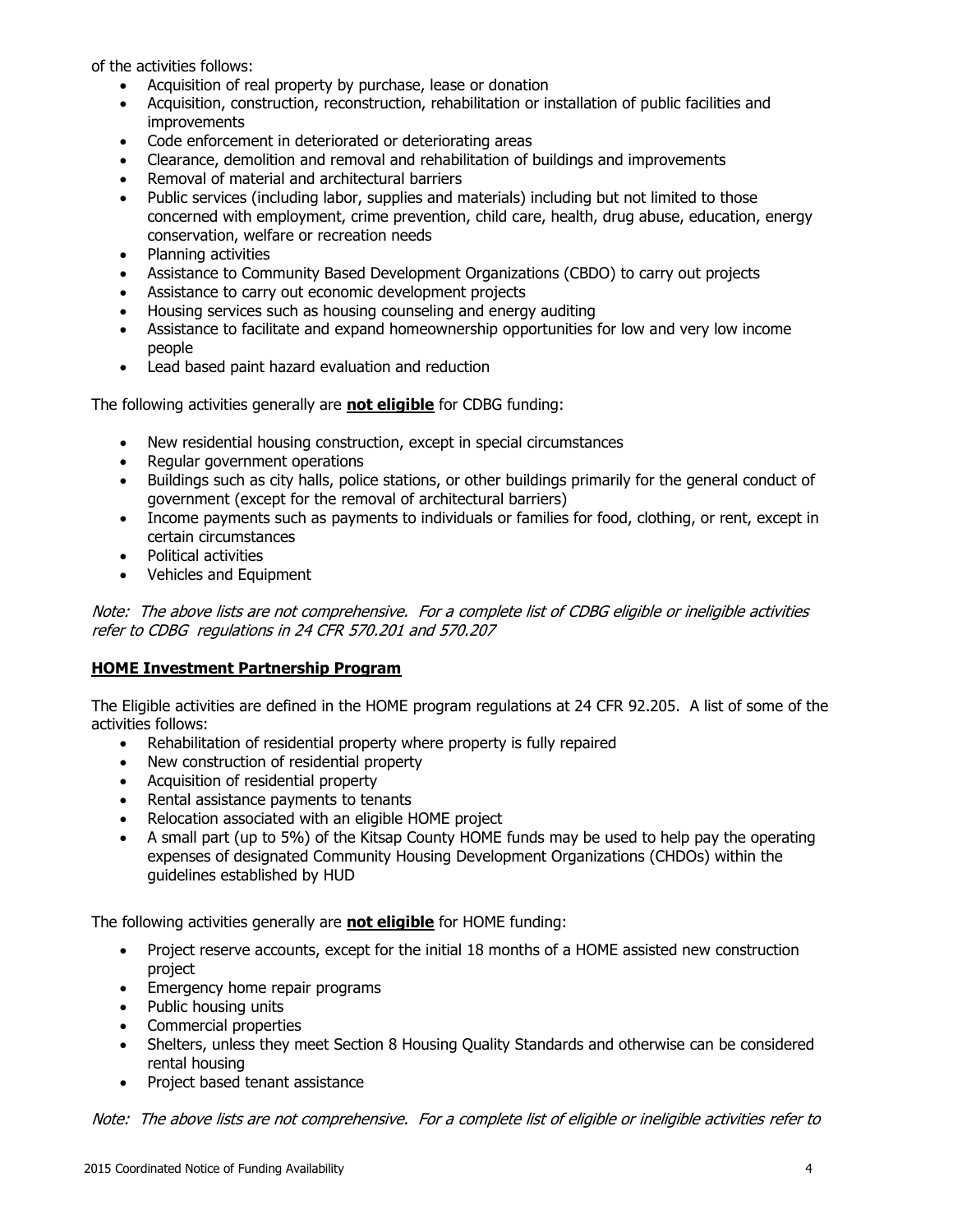of the activities follows:

- Acquisition of real property by purchase, lease or donation
- Acquisition, construction, reconstruction, rehabilitation or installation of public facilities and improvements
- Code enforcement in deteriorated or deteriorating areas
- Clearance, demolition and removal and rehabilitation of buildings and improvements
- Removal of material and architectural barriers
- Public services (including labor, supplies and materials) including but not limited to those concerned with employment, crime prevention, child care, health, drug abuse, education, energy conservation, welfare or recreation needs
- Planning activities
- Assistance to Community Based Development Organizations (CBDO) to carry out projects
- Assistance to carry out economic development projects
- Housing services such as housing counseling and energy auditing
- Assistance to facilitate and expand homeownership opportunities for low and very low income people
- Lead based paint hazard evaluation and reduction

The following activities generally are **not eligible** for CDBG funding:

- New residential housing construction, except in special circumstances
- Regular government operations
- Buildings such as city halls, police stations, or other buildings primarily for the general conduct of government (except for the removal of architectural barriers)
- Income payments such as payments to individuals or families for food, clothing, or rent, except in certain circumstances
- Political activities
- Vehicles and Equipment

*Note: The above lists are not comprehensive. For a complete list of CDBG eligible or ineligible activities refer to CDBG regulations in 24 CFR 570.201 and 570.207*

**HOME Investment Partnership Program**

The Eligible activities are defined in the HOME program regulations at 24 CFR 92.205. A list of some of the activities follows:

- Rehabilitation of residential property where property is fully repaired
- New construction of residential property
- Acquisition of residential property
- Rental assistance payments to tenants
- Relocation associated with an eligible HOME project
- A small part (up to 5%) of the Kitsap County HOME funds may be used to help pay the operating expenses of designated Community Housing Development Organizations (CHDOs) within the guidelines established by HUD

The following activities generally are **not eligible** for HOME funding:

- Project reserve accounts, except for the initial 18 months of a HOME assisted new construction project
- Emergency home repair programs
- Public housing units
- Commercial properties
- Shelters, unless they meet Section 8 Housing Quality Standards and otherwise can be considered rental housing
- Project based tenant assistance

*Note: The above lists are not comprehensive. For a complete list of eligible or ineligible activities refer to*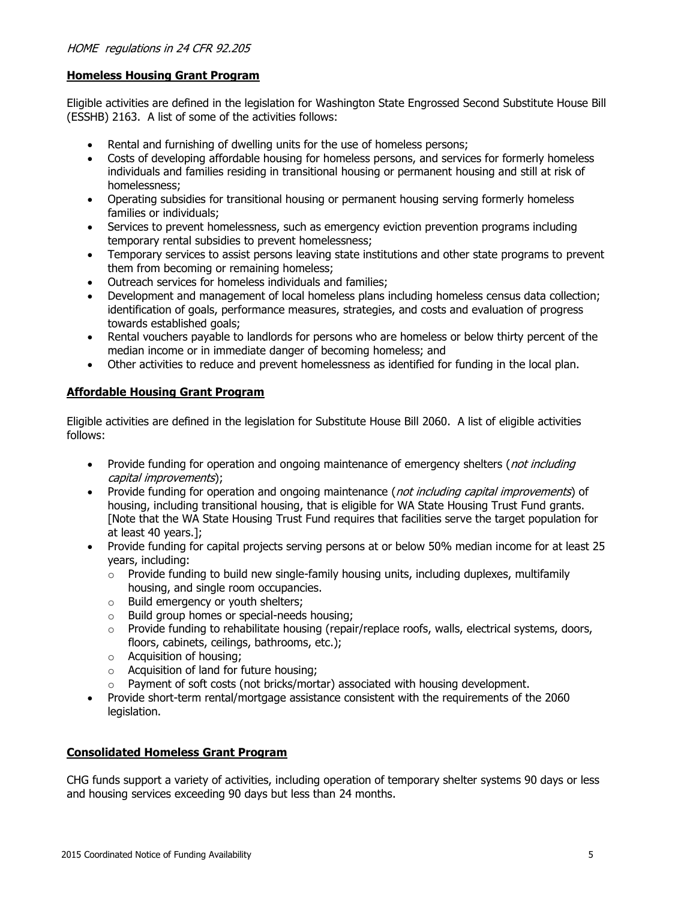*HOME regulations in 24 CFR 92.205*

**Homeless Housing Grant Program**

Eligible activities are defined in the legislation for Washington State Engrossed Second Substitute House Bill (ESSHB) 2163. A list of some of the activities follows:

- Rental and furnishing of dwelling units for the use of homeless persons;
- Costs of developing affordable housing for homeless persons, and services for formerly homeless individuals and families residing in transitional housing or permanent housing and still at risk of homelessness;
- Operating subsidies for transitional housing or permanent housing serving formerly homeless families or individuals;
- Services to prevent homelessness, such as emergency eviction prevention programs including temporary rental subsidies to prevent homelessness;
- Temporary services to assist persons leaving state institutions and other state programs to prevent them from becoming or remaining homeless;
- Outreach services for homeless individuals and families;
- Development and management of local homeless plans including homeless census data collection; identification of goals, performance measures, strategies, and costs and evaluation of progress towards established goals;
- Rental vouchers payable to landlords for persons who are homeless or below thirty percent of the median income or in immediate danger of becoming homeless; and
- Other activities to reduce and prevent homelessness as identified for funding in the local plan.

**Affordable Housing Grant Program**

Eligible activities are defined in the legislation for Substitute House Bill 2060. A list of eligible activities follows:

- Provide funding for operation and ongoing maintenance of emergency shelters (*not including capital improvements*);
- Provide funding for operation and ongoing maintenance (*not including capital improvements*) of housing, including transitional housing, that is eligible for WA State Housing Trust Fund grants. [Note that the WA State Housing Trust Fund requires that facilities serve the target population for at least 40 years.];
- Provide funding for capital projects serving persons at or below 50% median income for at least 25 years, including:
  - Provide funding to build new single-family housing units, including duplexes, multifamily housing, and single room occupancies.
  - Build emergency or youth shelters;
  - Build group homes or special-needs housing;
  - Provide funding to rehabilitate housing (repair/replace roofs, walls, electrical systems, doors, floors, cabinets, ceilings, bathrooms, etc.);
  - Acquisition of housing;
  - Acquisition of land for future housing;
  - Payment of soft costs (not bricks/mortar) associated with housing development.
- Provide short-term rental/mortgage assistance consistent with the requirements of the 2060 legislation.

**Consolidated Homeless Grant Program**

CHG funds support a variety of activities, including operation of temporary shelter systems 90 days or less and housing services exceeding 90 days but less than 24 months.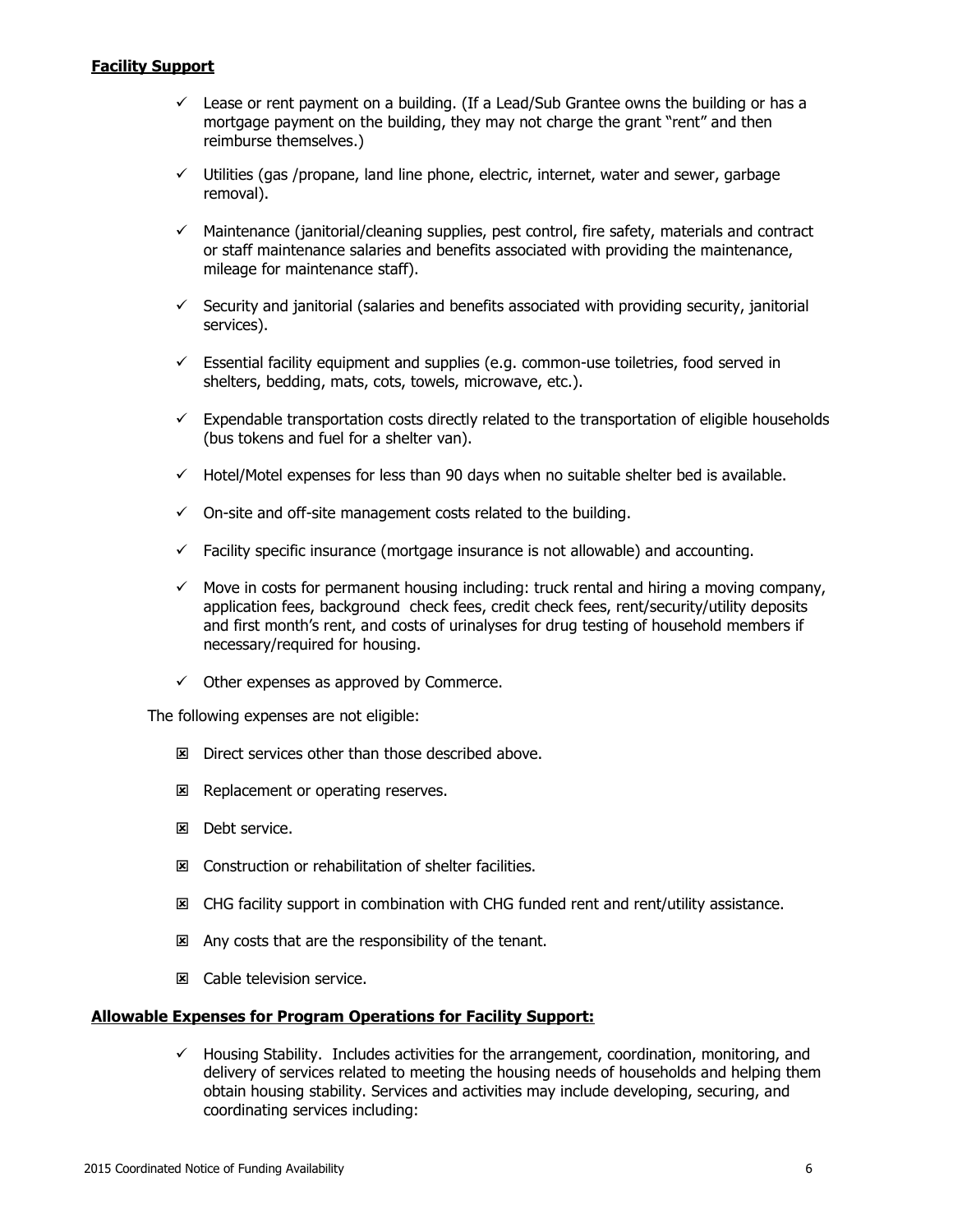**Facility Support**

- ✓ Lease or rent payment on a building. (If a Lead/Sub Grantee owns the building or has a mortgage payment on the building, they may not charge the grant "rent" and then reimburse themselves.)
- ✓ Utilities (gas /propane, land line phone, electric, internet, water and sewer, garbage removal).
- ✓ Maintenance (janitorial/cleaning supplies, pest control, fire safety, materials and contract or staff maintenance salaries and benefits associated with providing the maintenance, mileage for maintenance staff).
- ✓ Security and janitorial (salaries and benefits associated with providing security, janitorial services).
- ✓ Essential facility equipment and supplies (e.g. common-use toiletries, food served in shelters, bedding, mats, cots, towels, microwave, etc.).
- ✓ Expendable transportation costs directly related to the transportation of eligible households (bus tokens and fuel for a shelter van).
- ✓ Hotel/Motel expenses for less than 90 days when no suitable shelter bed is available.
- ✓ On-site and off-site management costs related to the building.
- ✓ Facility specific insurance (mortgage insurance is not allowable) and accounting.
- ✓ Move in costs for permanent housing including: truck rental and hiring a moving company, application fees, background check fees, credit check fees, rent/security/utility deposits and first month's rent, and costs of urinalyses for drug testing of household members if necessary/required for housing.
- ✓ Other expenses as approved by Commerce.

The following expenses are not eligible:

- ☒ Direct services other than those described above.
- ☒ Replacement or operating reserves.
- ☒ Debt service.
- ☒ Construction or rehabilitation of shelter facilities.
- ☒ CHG facility support in combination with CHG funded rent and rent/utility assistance.
- ☒ Any costs that are the responsibility of the tenant.
- ☒ Cable television service.

**Allowable Expenses for Program Operations for Facility Support:**

- ✓ Housing Stability. Includes activities for the arrangement, coordination, monitoring, and delivery of services related to meeting the housing needs of households and helping them obtain housing stability. Services and activities may include developing, securing, and coordinating services including: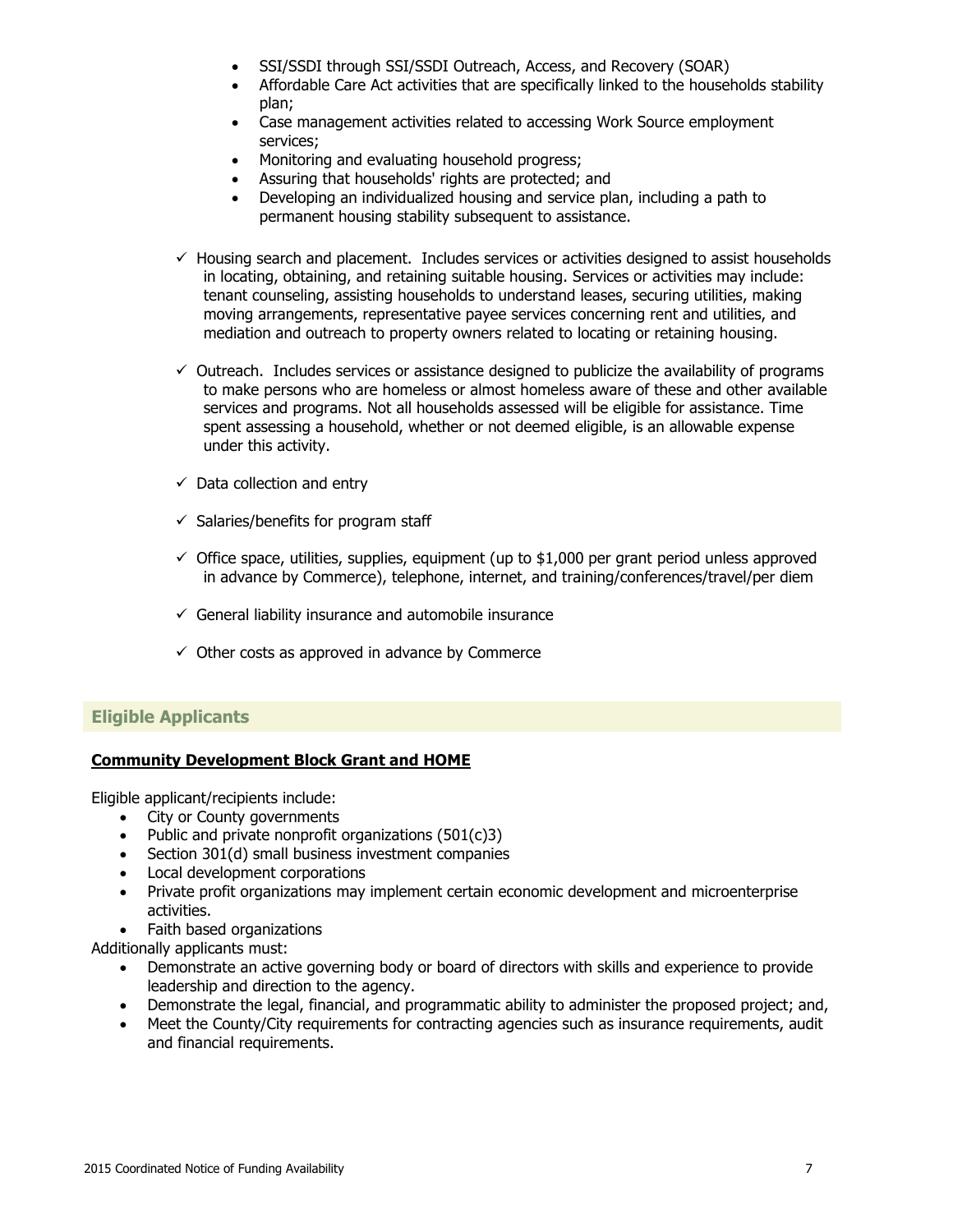- SSI/SSDI through SSI/SSDI Outreach, Access, and Recovery (SOAR)
- Affordable Care Act activities that are specifically linked to the households stability plan;
- Case management activities related to accessing Work Source employment services;
- Monitoring and evaluating household progress;
- Assuring that households' rights are protected; and
- Developing an individualized housing and service plan, including a path to permanent housing stability subsequent to assistance.

✓ Housing search and placement. Includes services or activities designed to assist households in locating, obtaining, and retaining suitable housing. Services or activities may include: tenant counseling, assisting households to understand leases, securing utilities, making moving arrangements, representative payee services concerning rent and utilities, and mediation and outreach to property owners related to locating or retaining housing.

✓ Outreach. Includes services or assistance designed to publicize the availability of programs to make persons who are homeless or almost homeless aware of these and other available services and programs. Not all households assessed will be eligible for assistance. Time spent assessing a household, whether or not deemed eligible, is an allowable expense under this activity.

✓ Data collection and entry

✓ Salaries/benefits for program staff

✓ Office space, utilities, supplies, equipment (up to $1,000 per grant period unless approved in advance by Commerce), telephone, internet, and training/conferences/travel/per diem

✓ General liability insurance and automobile insurance

✓ Other costs as approved in advance by Commerce

## Eligible Applicants

**Community Development Block Grant and HOME**

Eligible applicant/recipients include:

- City or County governments
- Public and private nonprofit organizations (501(c)3)
- Section 301(d) small business investment companies
- Local development corporations
- Private profit organizations may implement certain economic development and microenterprise activities.
- Faith based organizations

Additionally applicants must:

- Demonstrate an active governing body or board of directors with skills and experience to provide leadership and direction to the agency.
- Demonstrate the legal, financial, and programmatic ability to administer the proposed project; and,
- Meet the County/City requirements for contracting agencies such as insurance requirements, audit and financial requirements.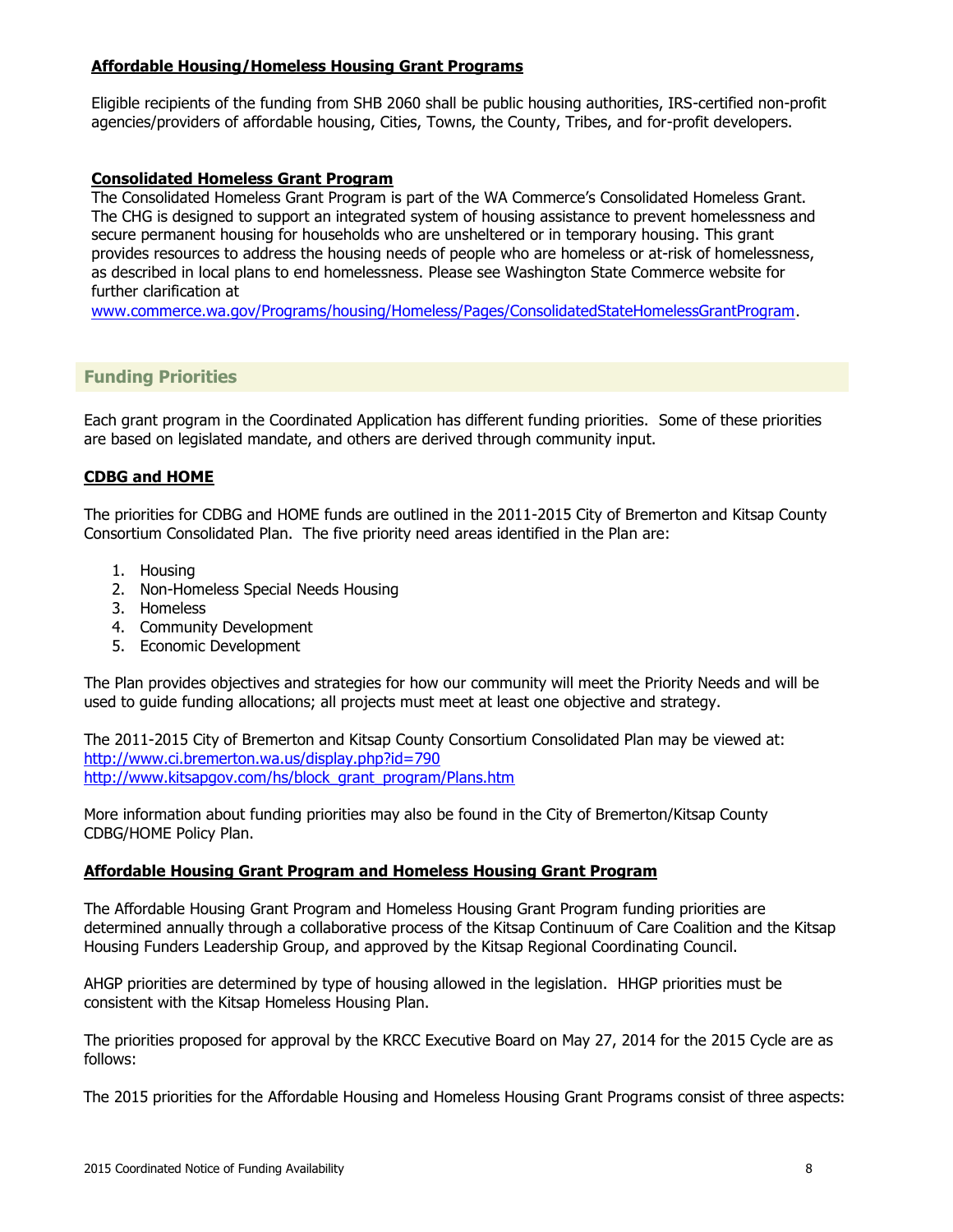**Affordable Housing/Homeless Housing Grant Programs**

Eligible recipients of the funding from SHB 2060 shall be public housing authorities, IRS-certified non-profit agencies/providers of affordable housing, Cities, Towns, the County, Tribes, and for-profit developers.

**Consolidated Homeless Grant Program**

The Consolidated Homeless Grant Program is part of the WA Commerce's Consolidated Homeless Grant. The CHG is designed to support an integrated system of housing assistance to prevent homelessness and secure permanent housing for households who are unsheltered or in temporary housing. This grant provides resources to address the housing needs of people who are homeless or at-risk of homelessness, as described in local plans to end homelessness. Please see Washington State Commerce website for further clarification at [www.commerce.wa.gov/Programs/housing/Homeless/Pages/ConsolidatedStateHomelessGrantProgram](http://www.commerce.wa.gov/Programs/housing/Homeless/Pages/ConsolidatedStateHomelessGrantProgram).

## Funding Priorities

Each grant program in the Coordinated Application has different funding priorities. Some of these priorities are based on legislated mandate, and others are derived through community input.

**CDBG and HOME**

The priorities for CDBG and HOME funds are outlined in the 2011-2015 City of Bremerton and Kitsap County Consortium Consolidated Plan. The five priority need areas identified in the Plan are:

1. Housing
2. Non-Homeless Special Needs Housing
3. Homeless
4. Community Development
5. Economic Development

The Plan provides objectives and strategies for how our community will meet the Priority Needs and will be used to guide funding allocations; all projects must meet at least one objective and strategy.

The 2011-2015 City of Bremerton and Kitsap County Consortium Consolidated Plan may be viewed at:
[http://www.ci.bremerton.wa.us/display.php?id=790](http://www.ci.bremerton.wa.us/display.php?id=790)
[http://www.kitsapgov.com/hs/block_grant_program/Plans.htm](http://www.kitsapgov.com/hs/block_grant_program/Plans.htm)

More information about funding priorities may also be found in the City of Bremerton/Kitsap County CDBG/HOME Policy Plan.

**Affordable Housing Grant Program and Homeless Housing Grant Program**

The Affordable Housing Grant Program and Homeless Housing Grant Program funding priorities are determined annually through a collaborative process of the Kitsap Continuum of Care Coalition and the Kitsap Housing Funders Leadership Group, and approved by the Kitsap Regional Coordinating Council.

AHGP priorities are determined by type of housing allowed in the legislation. HHGP priorities must be consistent with the Kitsap Homeless Housing Plan.

The priorities proposed for approval by the KRCC Executive Board on May 27, 2014 for the 2015 Cycle are as follows:

The 2015 priorities for the Affordable Housing and Homeless Housing Grant Programs consist of three aspects: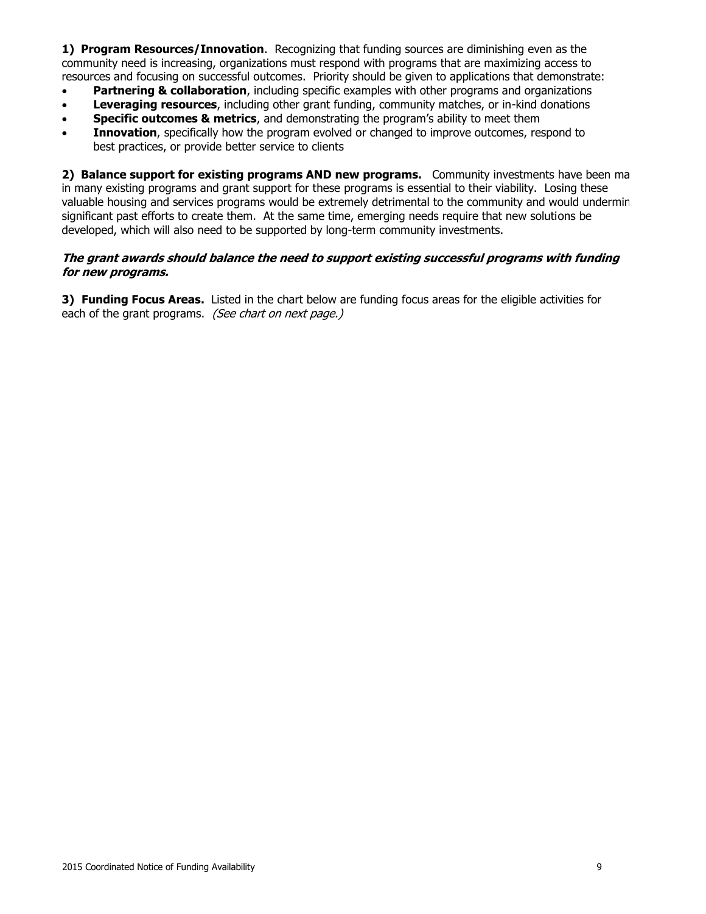**1) Program Resources/Innovation**. Recognizing that funding sources are diminishing even as the community need is increasing, organizations must respond with programs that are maximizing access to resources and focusing on successful outcomes. Priority should be given to applications that demonstrate:

- **Partnering & collaboration**, including specific examples with other programs and organizations
- **Leveraging resources**, including other grant funding, community matches, or in-kind donations
- **Specific outcomes & metrics**, and demonstrating the program's ability to meet them
- **Innovation**, specifically how the program evolved or changed to improve outcomes, respond to best practices, or provide better service to clients

**2) Balance support for existing programs AND new programs.** Community investments have been ma in many existing programs and grant support for these programs is essential to their viability. Losing these valuable housing and services programs would be extremely detrimental to the community and would undermin significant past efforts to create them. At the same time, emerging needs require that new solutions be developed, which will also need to be supported by long-term community investments.

***The grant awards should balance the need to support existing successful programs with funding for new programs.***

**3) Funding Focus Areas.** Listed in the chart below are funding focus areas for the eligible activities for each of the grant programs. *(See chart on next page.)*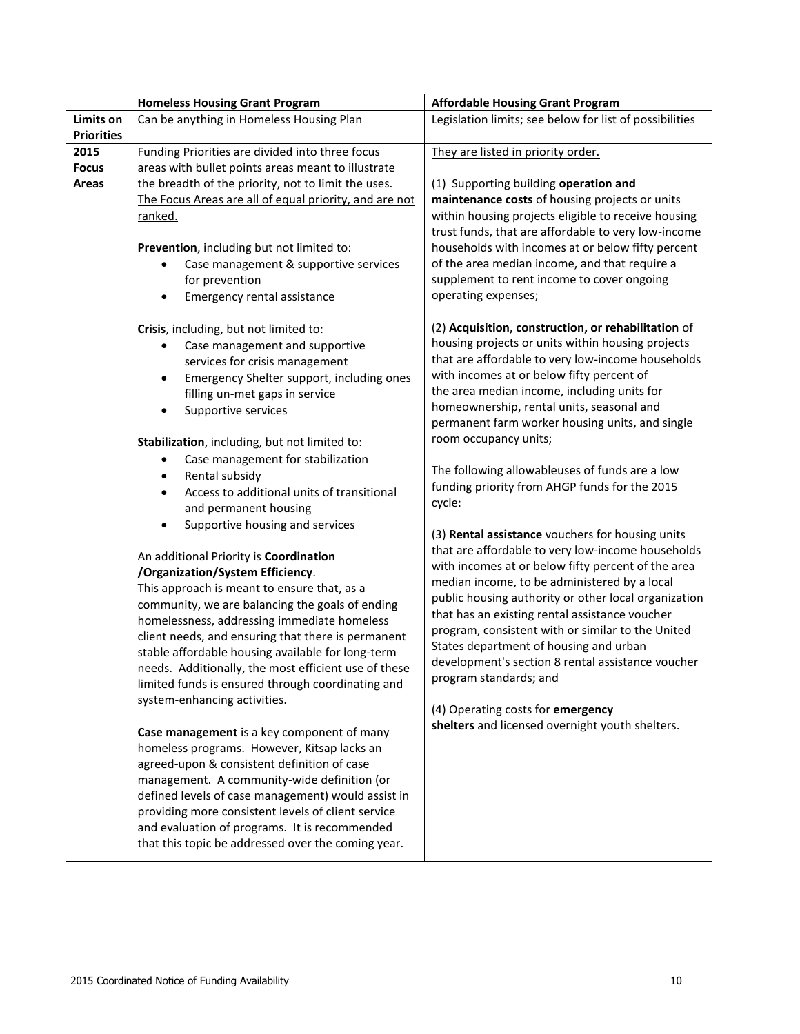| | Homeless Housing Grant Program | Affordable Housing Grant Program |
|---|---|---|
| **Limits on Priorities** | Can be anything in Homeless Housing Plan | Legislation limits; see below for list of possibilities |
| **2015 Focus Areas** | Funding Priorities are divided into three focus areas with bullet points areas meant to illustrate the breadth of the priority, not to limit the uses. <u>The Focus Areas are all of equal priority, and are not ranked.</u><br><br>**Prevention**, including but not limited to:<br>• Case management & supportive services for prevention<br>• Emergency rental assistance<br><br>**Crisis**, including, but not limited to:<br>• Case management and supportive services for crisis management<br>• Emergency Shelter support, including ones filling un-met gaps in service<br>• Supportive services<br><br>**Stabilization**, including, but not limited to:<br>• Case management for stabilization<br>• Rental subsidy<br>• Access to additional units of transitional and permanent housing<br>• Supportive housing and services<br><br>An additional Priority is **Coordination /Organization/System Efficiency**.<br>This approach is meant to ensure that, as a community, we are balancing the goals of ending homelessness, addressing immediate homeless client needs, and ensuring that there is permanent stable affordable housing available for long-term needs. Additionally, the most efficient use of these limited funds is ensured through coordinating and system-enhancing activities.<br><br>**Case management** is a key component of many homeless programs. However, Kitsap lacks an agreed-upon & consistent definition of case management. A community-wide definition (or defined levels of case management) would assist in providing more consistent levels of client service and evaluation of programs. It is recommended that this topic be addressed over the coming year. | <u>They are listed in priority order.</u><br><br>(1) Supporting building **operation and maintenance costs** of housing projects or units within housing projects eligible to receive housing trust funds, that are affordable to very low-income households with incomes at or below fifty percent of the area median income, and that require a supplement to rent income to cover ongoing operating expenses;<br><br>(2) **Acquisition, construction, or rehabilitation** of housing projects or units within housing projects that are affordable to very low-income households with incomes at or below fifty percent of the area median income, including units for homeownership, rental units, seasonal and permanent farm worker housing units, and single room occupancy units;<br><br>The following allowableuses of funds are a low funding priority from AHGP funds for the 2015 cycle:<br><br>(3) **Rental assistance** vouchers for housing units that are affordable to very low-income households with incomes at or below fifty percent of the area median income, to be administered by a local public housing authority or other local organization that has an existing rental assistance voucher program, consistent with or similar to the United States department of housing and urban development's section 8 rental assistance voucher program standards; and<br><br>(4) Operating costs for **emergency shelters** and licensed overnight youth shelters. |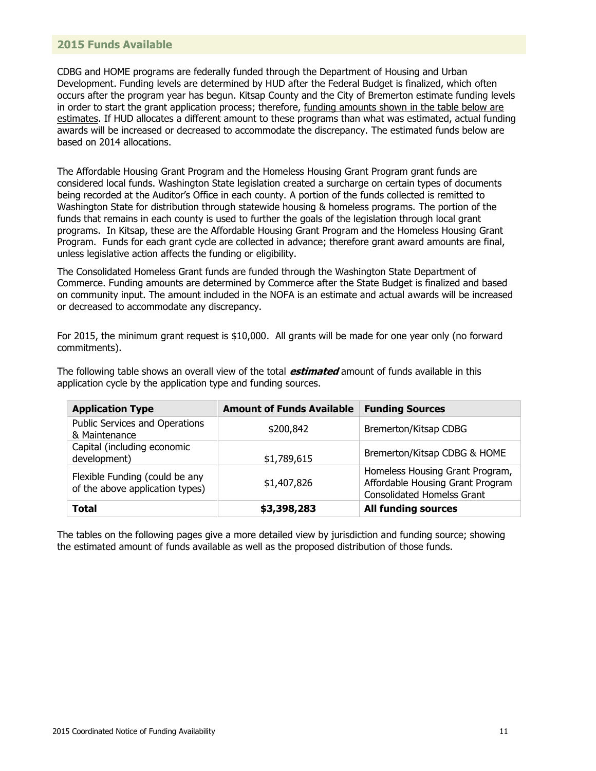## 2015 Funds Available

CDBG and HOME programs are federally funded through the Department of Housing and Urban Development. Funding levels are determined by HUD after the Federal Budget is finalized, which often occurs after the program year has begun. Kitsap County and the City of Bremerton estimate funding levels in order to start the grant application process; therefore, funding amounts shown in the table below are estimates. If HUD allocates a different amount to these programs than what was estimated, actual funding awards will be increased or decreased to accommodate the discrepancy. The estimated funds below are based on 2014 allocations.

The Affordable Housing Grant Program and the Homeless Housing Grant Program grant funds are considered local funds. Washington State legislation created a surcharge on certain types of documents being recorded at the Auditor's Office in each county. A portion of the funds collected is remitted to Washington State for distribution through statewide housing & homeless programs. The portion of the funds that remains in each county is used to further the goals of the legislation through local grant programs. In Kitsap, these are the Affordable Housing Grant Program and the Homeless Housing Grant Program. Funds for each grant cycle are collected in advance; therefore grant award amounts are final, unless legislative action affects the funding or eligibility.

The Consolidated Homeless Grant funds are funded through the Washington State Department of Commerce. Funding amounts are determined by Commerce after the State Budget is finalized and based on community input. The amount included in the NOFA is an estimate and actual awards will be increased or decreased to accommodate any discrepancy.

For 2015, the minimum grant request is $10,000. All grants will be made for one year only (no forward commitments).

The following table shows an overall view of the total ***estimated*** amount of funds available in this application cycle by the application type and funding sources.

| Application Type | Amount of Funds Available | Funding Sources |
|---|---|---|
| Public Services and Operations & Maintenance | $200,842 | Bremerton/Kitsap CDBG |
| Capital (including economic development) | $1,789,615 | Bremerton/Kitsap CDBG & HOME |
| Flexible Funding (could be any of the above application types) | $1,407,826 | Homeless Housing Grant Program, Affordable Housing Grant Program Consolidated Homelss Grant |
| **Total** | **$3,398,283** | **All funding sources** |

The tables on the following pages give a more detailed view by jurisdiction and funding source; showing the estimated amount of funds available as well as the proposed distribution of those funds.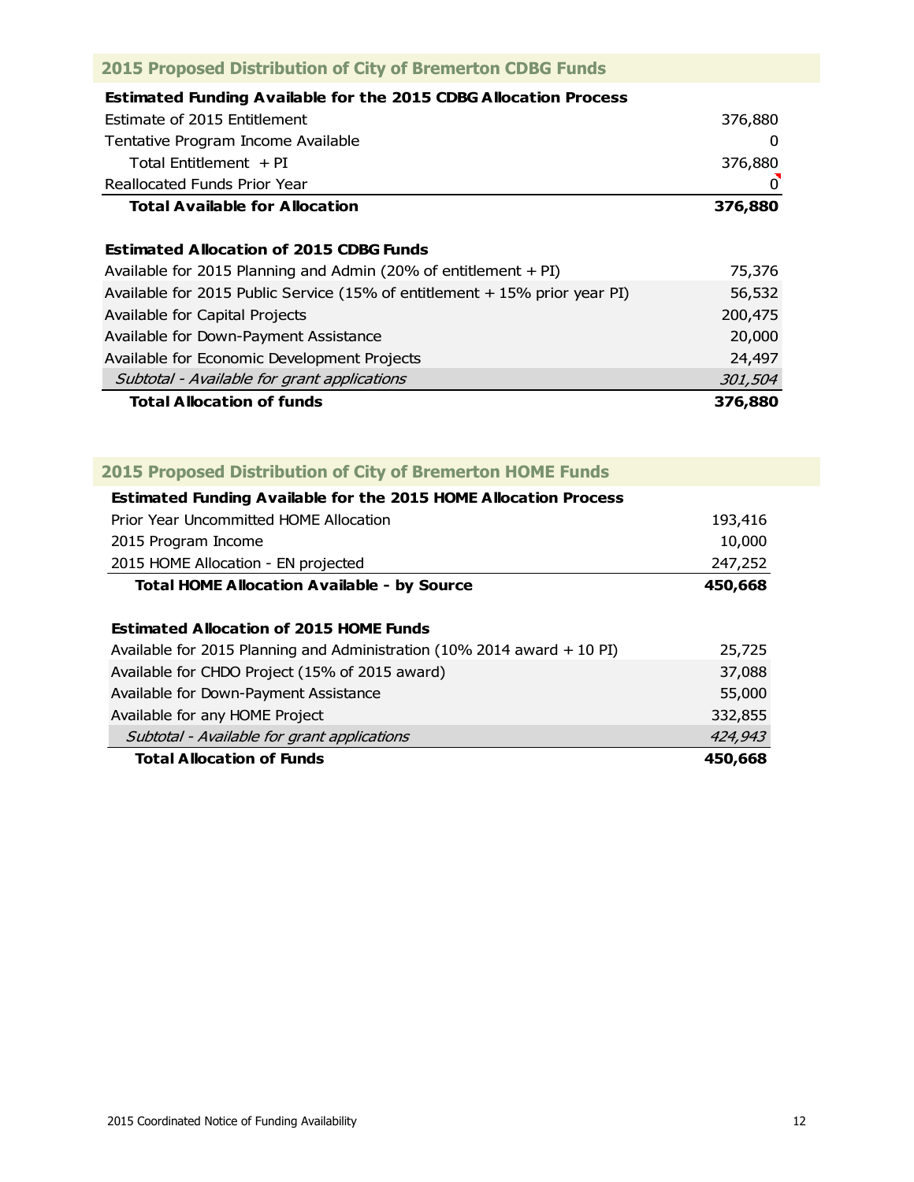## 2015 Proposed Distribution of City of Bremerton CDBG Funds

| **Estimated Funding Available for the 2015 CDBG Allocation Process** | |
|---|---|
| Estimate of 2015 Entitlement | 376,880 |
| Tentative Program Income Available | 0 |
| Total Entitlement + PI | 376,880 |
| Reallocated Funds Prior Year | 0 |
| **Total Available for Allocation** | **376,880** |

| **Estimated Allocation of 2015 CDBG Funds** | |
|---|---|
| Available for 2015 Planning and Admin (20% of entitlement + PI) | 75,376 |
| Available for 2015 Public Service (15% of entitlement + 15% prior year PI) | 56,532 |
| Available for Capital Projects | 200,475 |
| Available for Down-Payment Assistance | 20,000 |
| Available for Economic Development Projects | 24,497 |
| *Subtotal - Available for grant applications* | *301,504* |
| **Total Allocation of funds** | **376,880** |

## 2015 Proposed Distribution of City of Bremerton HOME Funds

| **Estimated Funding Available for the 2015 HOME Allocation Process** | |
|---|---|
| Prior Year Uncommitted HOME Allocation | 193,416 |
| 2015 Program Income | 10,000 |
| 2015 HOME Allocation - EN projected | 247,252 |
| **Total HOME Allocation Available - by Source** | **450,668** |

| **Estimated Allocation of 2015 HOME Funds** | |
|---|---|
| Available for 2015 Planning and Administration (10% 2014 award + 10 PI) | 25,725 |
| Available for CHDO Project (15% of 2015 award) | 37,088 |
| Available for Down-Payment Assistance | 55,000 |
| Available for any HOME Project | 332,855 |
| *Subtotal - Available for grant applications* | *424,943* |
| **Total Allocation of Funds** | **450,668** |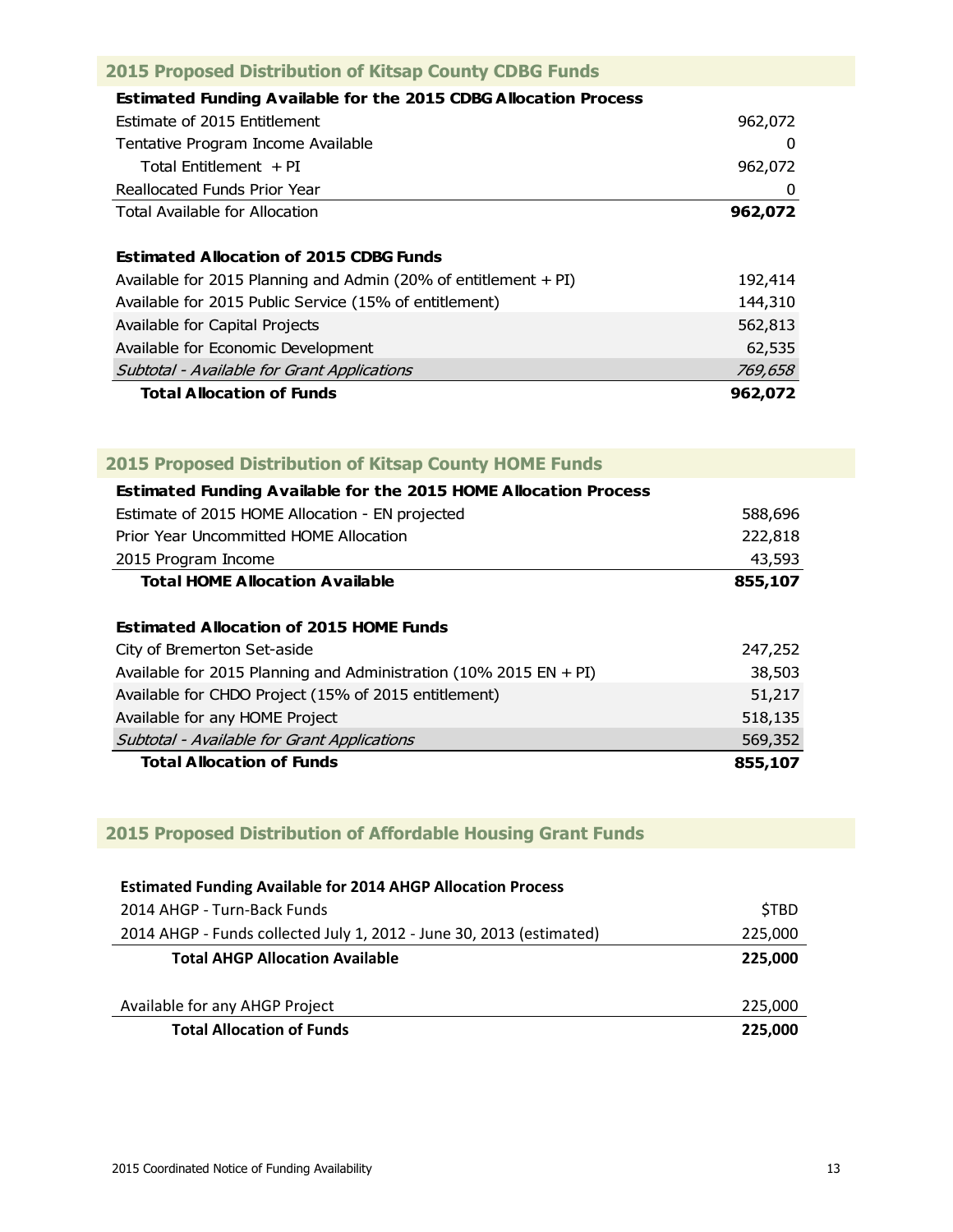## 2015 Proposed Distribution of Kitsap County CDBG Funds

| **Estimated Funding Available for the 2015 CDBG Allocation Process** | |
|---|---|
| Estimate of 2015 Entitlement | 962,072 |
| Tentative Program Income Available | 0 |
| Total Entitlement + PI | 962,072 |
| Reallocated Funds Prior Year | 0 |
| Total Available for Allocation | **962,072** |

| **Estimated Allocation of 2015 CDBG Funds** | |
|---|---|
| Available for 2015 Planning and Admin (20% of entitlement + PI) | 192,414 |
| Available for 2015 Public Service (15% of entitlement) | 144,310 |
| Available for Capital Projects | 562,813 |
| Available for Economic Development | 62,535 |
| *Subtotal - Available for Grant Applications* | *769,658* |
| **Total Allocation of Funds** | **962,072** |

## 2015 Proposed Distribution of Kitsap County HOME Funds

| **Estimated Funding Available for the 2015 HOME Allocation Process** | |
|---|---|
| Estimate of 2015 HOME Allocation - EN projected | 588,696 |
| Prior Year Uncommitted HOME Allocation | 222,818 |
| 2015 Program Income | 43,593 |
| **Total HOME Allocation Available** | **855,107** |

| **Estimated Allocation of 2015 HOME Funds** | |
|---|---|
| City of Bremerton Set-aside | 247,252 |
| Available for 2015 Planning and Administration (10% 2015 EN + PI) | 38,503 |
| Available for CHDO Project (15% of 2015 entitlement) | 51,217 |
| Available for any HOME Project | 518,135 |
| *Subtotal - Available for Grant Applications* | 569,352 |
| **Total Allocation of Funds** | **855,107** |

## 2015 Proposed Distribution of Affordable Housing Grant Funds

| **Estimated Funding Available for 2014 AHGP Allocation Process** | |
|---|---|
| 2014 AHGP - Turn-Back Funds | $TBD |
| 2014 AHGP - Funds collected July 1, 2012 - June 30, 2013 (estimated) | 225,000 |
| **Total AHGP Allocation Available** | **225,000** |
| | |
| Available for any AHGP Project | 225,000 |
| **Total Allocation of Funds** | **225,000** |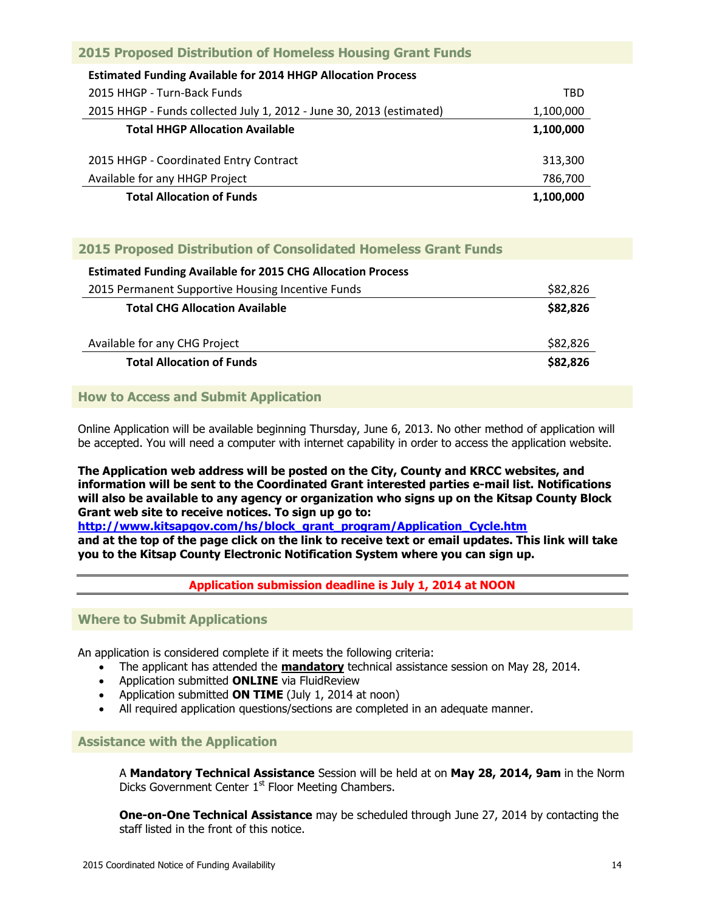## 2015 Proposed Distribution of Homeless Housing Grant Funds

| Estimated Funding Available for 2014 HHGP Allocation Process | |
|---|---|
| 2015 HHGP - Turn-Back Funds | TBD |
| 2015 HHGP - Funds collected July 1, 2012 - June 30, 2013 (estimated) | 1,100,000 |
| **Total HHGP Allocation Available** | **1,100,000** |
| | |
| 2015 HHGP - Coordinated Entry Contract | 313,300 |
| Available for any HHGP Project | 786,700 |
| **Total Allocation of Funds** | **1,100,000** |

## 2015 Proposed Distribution of Consolidated Homeless Grant Funds

| Estimated Funding Available for 2015 CHG Allocation Process | |
|---|---|
| 2015 Permanent Supportive Housing Incentive Funds | $82,826 |
| **Total CHG Allocation Available** | **$82,826** |
| | |
| Available for any CHG Project | $82,826 |
| **Total Allocation of Funds** | **$82,826** |

## How to Access and Submit Application

Online Application will be available beginning Thursday, June 6, 2013. No other method of application will be accepted. You will need a computer with internet capability in order to access the application website.

**The Application web address will be posted on the City, County and KRCC websites, and information will be sent to the Coordinated Grant interested parties e-mail list. Notifications will also be available to any agency or organization who signs up on the Kitsap County Block Grant web site to receive notices. To sign up go to:**
**http://www.kitsapgov.com/hs/block_grant_program/Application_Cycle.htm**
**and at the top of the page click on the link to receive text or email updates. This link will take you to the Kitsap County Electronic Notification System where you can sign up.**

**Application submission deadline is July 1, 2014 at NOON**

## Where to Submit Applications

An application is considered complete if it meets the following criteria:

- The applicant has attended the **mandatory** technical assistance session on May 28, 2014.
- Application submitted **ONLINE** via FluidReview
- Application submitted **ON TIME** (July 1, 2014 at noon)
- All required application questions/sections are completed in an adequate manner.

## Assistance with the Application

A **Mandatory Technical Assistance** Session will be held at on **May 28, 2014, 9am** in the Norm Dicks Government Center 1st Floor Meeting Chambers.

**One-on-One Technical Assistance** may be scheduled through June 27, 2014 by contacting the staff listed in the front of this notice.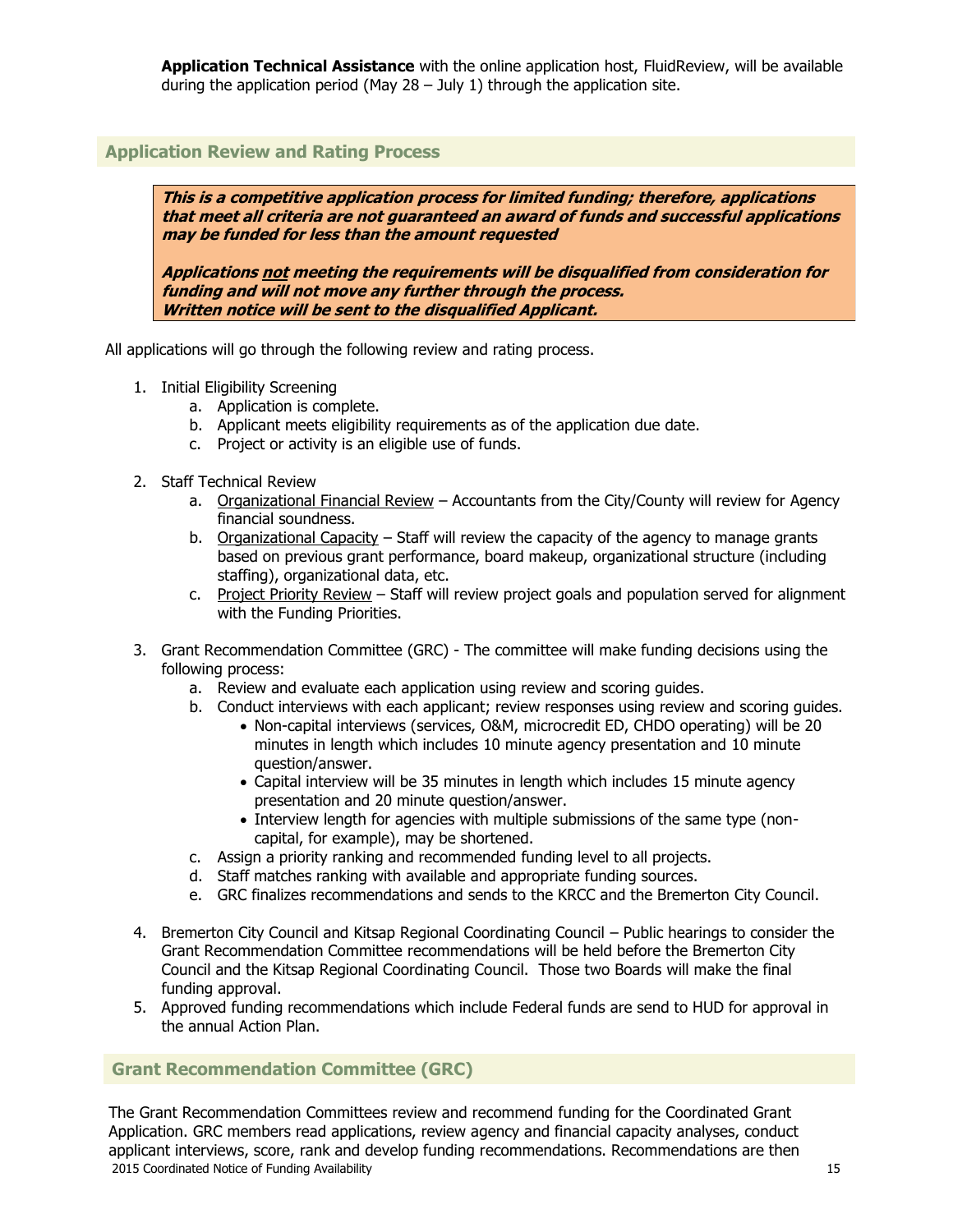**Application Technical Assistance** with the online application host, FluidReview, will be available during the application period (May 28 – July 1) through the application site.

## Application Review and Rating Process

***This is a competitive application process for limited funding; therefore, applications that meet all criteria are not guaranteed an award of funds and successful applications may be funded for less than the amount requested***

***Applications not meeting the requirements will be disqualified from consideration for funding and will not move any further through the process. Written notice will be sent to the disqualified Applicant.***

All applications will go through the following review and rating process.

1. Initial Eligibility Screening
   a. Application is complete.
   b. Applicant meets eligibility requirements as of the application due date.
   c. Project or activity is an eligible use of funds.

2. Staff Technical Review
   a. Organizational Financial Review – Accountants from the City/County will review for Agency financial soundness.
   b. Organizational Capacity – Staff will review the capacity of the agency to manage grants based on previous grant performance, board makeup, organizational structure (including staffing), organizational data, etc.
   c. Project Priority Review – Staff will review project goals and population served for alignment with the Funding Priorities.

3. Grant Recommendation Committee (GRC) - The committee will make funding decisions using the following process:
   a. Review and evaluate each application using review and scoring guides.
   b. Conduct interviews with each applicant; review responses using review and scoring guides.
      - Non-capital interviews (services, O&M, microcredit ED, CHDO operating) will be 20 minutes in length which includes 10 minute agency presentation and 10 minute question/answer.
      - Capital interview will be 35 minutes in length which includes 15 minute agency presentation and 20 minute question/answer.
      - Interview length for agencies with multiple submissions of the same type (non-capital, for example), may be shortened.
   c. Assign a priority ranking and recommended funding level to all projects.
   d. Staff matches ranking with available and appropriate funding sources.
   e. GRC finalizes recommendations and sends to the KRCC and the Bremerton City Council.

4. Bremerton City Council and Kitsap Regional Coordinating Council – Public hearings to consider the Grant Recommendation Committee recommendations will be held before the Bremerton City Council and the Kitsap Regional Coordinating Council. Those two Boards will make the final funding approval.
5. Approved funding recommendations which include Federal funds are send to HUD for approval in the annual Action Plan.

## Grant Recommendation Committee (GRC)

The Grant Recommendation Committees review and recommend funding for the Coordinated Grant Application. GRC members read applications, review agency and financial capacity analyses, conduct applicant interviews, score, rank and develop funding recommendations. Recommendations are then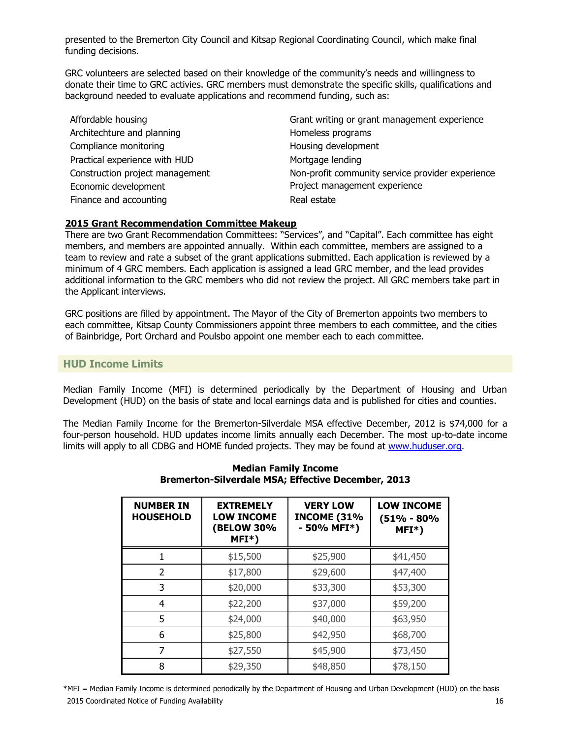presented to the Bremerton City Council and Kitsap Regional Coordinating Council, which make final funding decisions.

GRC volunteers are selected based on their knowledge of the community's needs and willingness to donate their time to GRC activies. GRC members must demonstrate the specific skills, qualifications and background needed to evaluate applications and recommend funding, such as:

- Affordable housing
- Architechture and planning
- Compliance monitoring
- Practical experience with HUD
- Construction project management
- Economic development
- Finance and accounting
- Grant writing or grant management experience
- Homeless programs
- Housing development
- Mortgage lending
- Non-profit community service provider experience
- Project management experience
- Real estate

**2015 Grant Recommendation Committee Makeup**

There are two Grant Recommendation Committees: "Services", and "Capital". Each committee has eight members, and members are appointed annually. Within each committee, members are assigned to a team to review and rate a subset of the grant applications submitted. Each application is reviewed by a minimum of 4 GRC members. Each application is assigned a lead GRC member, and the lead provides additional information to the GRC members who did not review the project. All GRC members take part in the Applicant interviews.

GRC positions are filled by appointment. The Mayor of the City of Bremerton appoints two members to each committee, Kitsap County Commissioners appoint three members to each committee, and the cities of Bainbridge, Port Orchard and Poulsbo appoint one member each to each committee.

## HUD Income Limits

Median Family Income (MFI) is determined periodically by the Department of Housing and Urban Development (HUD) on the basis of state and local earnings data and is published for cities and counties.

The Median Family Income for the Bremerton-Silverdale MSA effective December, 2012 is $74,000 for a four-person household. HUD updates income limits annually each December. The most up-to-date income limits will apply to all CDBG and HOME funded projects. They may be found at www.huduser.org.

**Median Family Income**
**Bremerton-Silverdale MSA; Effective December, 2013**

| NUMBER IN HOUSEHOLD | EXTREMELY LOW INCOME (BELOW 30% MFI*) | VERY LOW INCOME (31% - 50% MFI*) | LOW INCOME (51% - 80% MFI*) |
|---|---|---|---|
| 1 | $15,500 | $25,900 | $41,450 |
| 2 | $17,800 | $29,600 | $47,400 |
| 3 | $20,000 | $33,300 | $53,300 |
| 4 | $22,200 | $37,000 | $59,200 |
| 5 | $24,000 | $40,000 | $63,950 |
| 6 | $25,800 | $42,950 | $68,700 |
| 7 | $27,550 | $45,900 | $73,450 |
| 8 | $29,350 | $48,850 | $78,150 |

*MFI = Median Family Income is determined periodically by the Department of Housing and Urban Development (HUD) on the basis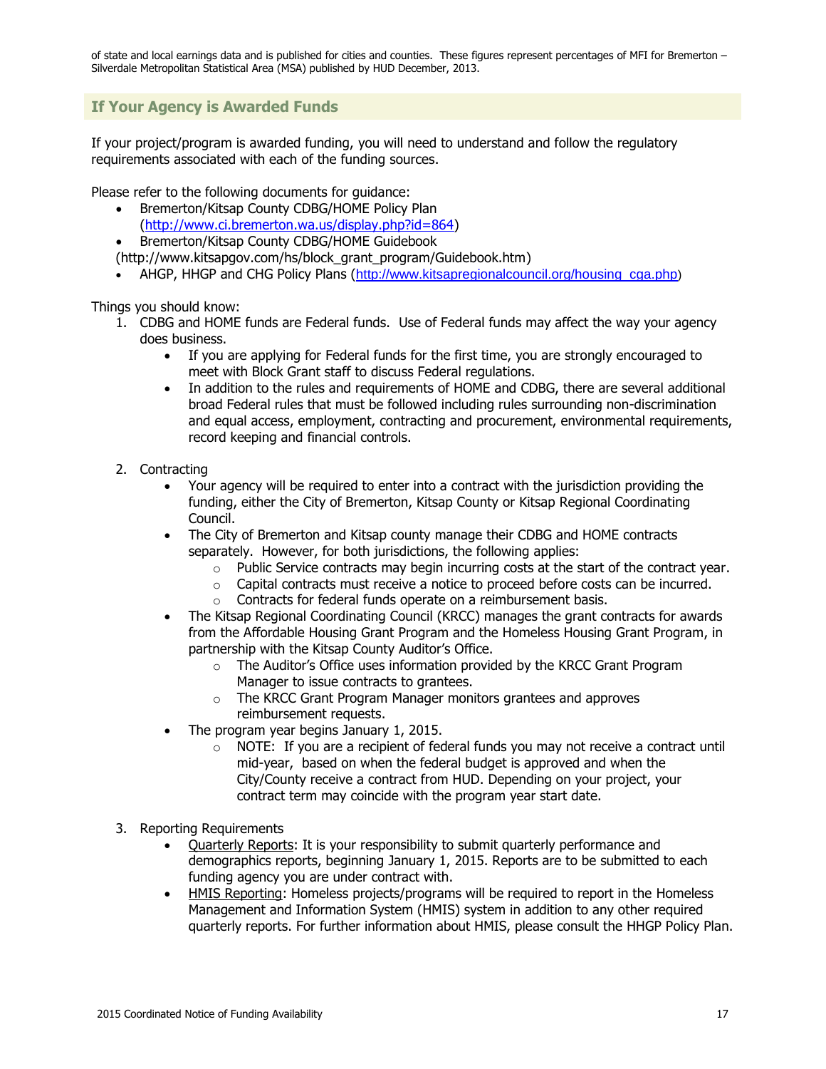of state and local earnings data and is published for cities and counties. These figures represent percentages of MFI for Bremerton – Silverdale Metropolitan Statistical Area (MSA) published by HUD December, 2013.

## If Your Agency is Awarded Funds

If your project/program is awarded funding, you will need to understand and follow the regulatory requirements associated with each of the funding sources.

Please refer to the following documents for guidance:

- Bremerton/Kitsap County CDBG/HOME Policy Plan (http://www.ci.bremerton.wa.us/display.php?id=864)
- Bremerton/Kitsap County CDBG/HOME Guidebook (http://www.kitsapgov.com/hs/block_grant_program/Guidebook.htm)
- AHGP, HHGP and CHG Policy Plans (http://www.kitsapregionalcouncil.org/housing_cga.php)

Things you should know:

1. CDBG and HOME funds are Federal funds. Use of Federal funds may affect the way your agency does business.
   - If you are applying for Federal funds for the first time, you are strongly encouraged to meet with Block Grant staff to discuss Federal regulations.
   - In addition to the rules and requirements of HOME and CDBG, there are several additional broad Federal rules that must be followed including rules surrounding non-discrimination and equal access, employment, contracting and procurement, environmental requirements, record keeping and financial controls.

2. Contracting
   - Your agency will be required to enter into a contract with the jurisdiction providing the funding, either the City of Bremerton, Kitsap County or Kitsap Regional Coordinating Council.
   - The City of Bremerton and Kitsap county manage their CDBG and HOME contracts separately. However, for both jurisdictions, the following applies:
     - Public Service contracts may begin incurring costs at the start of the contract year.
     - Capital contracts must receive a notice to proceed before costs can be incurred.
     - Contracts for federal funds operate on a reimbursement basis.
   - The Kitsap Regional Coordinating Council (KRCC) manages the grant contracts for awards from the Affordable Housing Grant Program and the Homeless Housing Grant Program, in partnership with the Kitsap County Auditor's Office.
     - The Auditor's Office uses information provided by the KRCC Grant Program Manager to issue contracts to grantees.
     - The KRCC Grant Program Manager monitors grantees and approves reimbursement requests.
   - The program year begins January 1, 2015.
     - NOTE: If you are a recipient of federal funds you may not receive a contract until mid-year, based on when the federal budget is approved and when the City/County receive a contract from HUD. Depending on your project, your contract term may coincide with the program year start date.

3. Reporting Requirements
   - Quarterly Reports: It is your responsibility to submit quarterly performance and demographics reports, beginning January 1, 2015. Reports are to be submitted to each funding agency you are under contract with.
   - HMIS Reporting: Homeless projects/programs will be required to report in the Homeless Management and Information System (HMIS) system in addition to any other required quarterly reports. For further information about HMIS, please consult the HHGP Policy Plan.